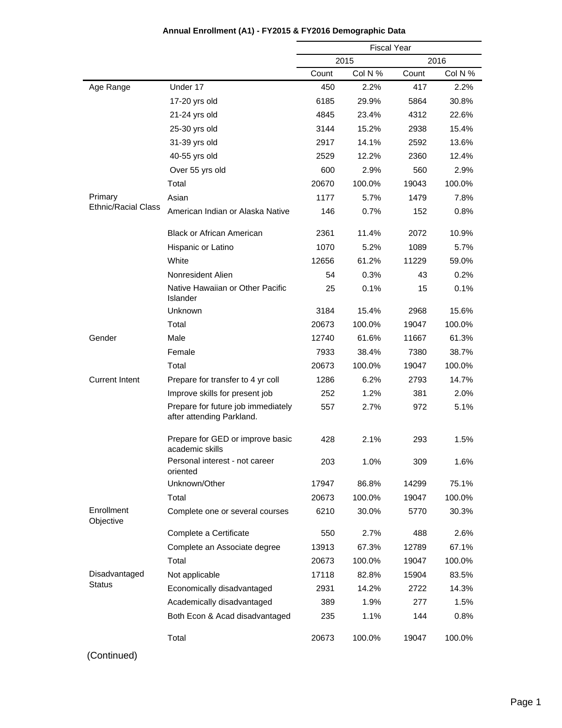**Annual Enrollment (A1) - FY2015 & FY2016 Demographic Data**

| | | Fiscal Year | | | |
|---|---|---|---|---|---|
| | | 2015 | | 2016 | |
| | | Count | Col N % | Count | Col N % |
| Age Range | Under 17 | 450 | 2.2% | 417 | 2.2% |
| | 17-20 yrs old | 6185 | 29.9% | 5864 | 30.8% |
| | 21-24 yrs old | 4845 | 23.4% | 4312 | 22.6% |
| | 25-30 yrs old | 3144 | 15.2% | 2938 | 15.4% |
| | 31-39 yrs old | 2917 | 14.1% | 2592 | 13.6% |
| | 40-55 yrs old | 2529 | 12.2% | 2360 | 12.4% |
| | Over 55 yrs old | 600 | 2.9% | 560 | 2.9% |
| | Total | 20670 | 100.0% | 19043 | 100.0% |
| Primary Ethnic/Racial Class | Asian | 1177 | 5.7% | 1479 | 7.8% |
| | American Indian or Alaska Native | 146 | 0.7% | 152 | 0.8% |
| | Black or African American | 2361 | 11.4% | 2072 | 10.9% |
| | Hispanic or Latino | 1070 | 5.2% | 1089 | 5.7% |
| | White | 12656 | 61.2% | 11229 | 59.0% |
| | Nonresident Alien | 54 | 0.3% | 43 | 0.2% |
| | Native Hawaiian or Other Pacific Islander | 25 | 0.1% | 15 | 0.1% |
| | Unknown | 3184 | 15.4% | 2968 | 15.6% |
| | Total | 20673 | 100.0% | 19047 | 100.0% |
| Gender | Male | 12740 | 61.6% | 11667 | 61.3% |
| | Female | 7933 | 38.4% | 7380 | 38.7% |
| | Total | 20673 | 100.0% | 19047 | 100.0% |
| Current Intent | Prepare for transfer to 4 yr coll | 1286 | 6.2% | 2793 | 14.7% |
| | Improve skills for present job | 252 | 1.2% | 381 | 2.0% |
| | Prepare for future job immediately after attending Parkland. | 557 | 2.7% | 972 | 5.1% |
| | Prepare for GED or improve basic academic skills | 428 | 2.1% | 293 | 1.5% |
| | Personal interest - not career oriented | 203 | 1.0% | 309 | 1.6% |
| | Unknown/Other | 17947 | 86.8% | 14299 | 75.1% |
| | Total | 20673 | 100.0% | 19047 | 100.0% |
| Enrollment Objective | Complete one or several courses | 6210 | 30.0% | 5770 | 30.3% |
| | Complete a Certificate | 550 | 2.7% | 488 | 2.6% |
| | Complete an Associate degree | 13913 | 67.3% | 12789 | 67.1% |
| | Total | 20673 | 100.0% | 19047 | 100.0% |
| Disadvantaged Status | Not applicable | 17118 | 82.8% | 15904 | 83.5% |
| | Economically disadvantaged | 2931 | 14.2% | 2722 | 14.3% |
| | Academically disadvantaged | 389 | 1.9% | 277 | 1.5% |
| | Both Econ & Acad disadvantaged | 235 | 1.1% | 144 | 0.8% |
| | Total | 20673 | 100.0% | 19047 | 100.0% |

(Continued)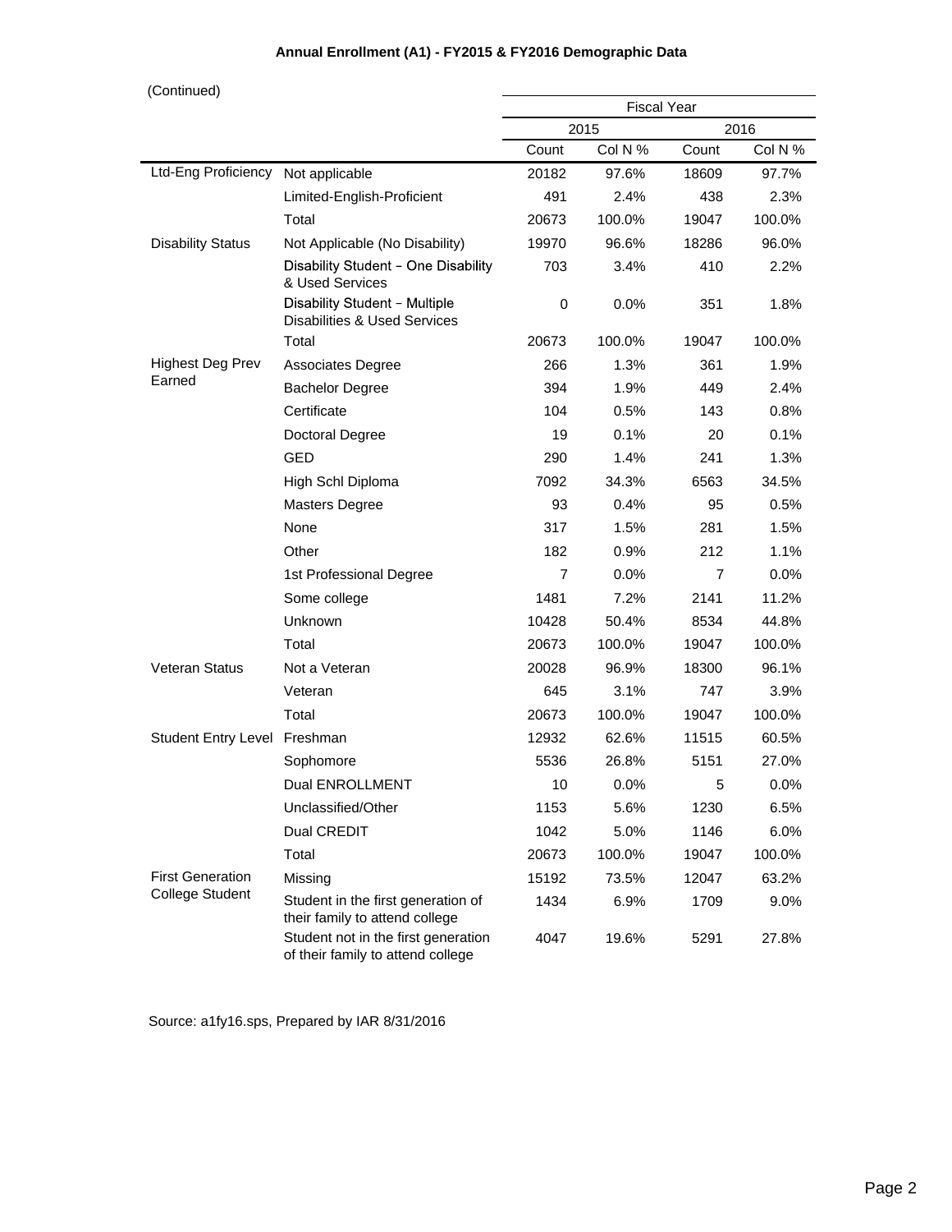**Annual Enrollment (A1) - FY2015 & FY2016 Demographic Data**

(Continued)

| | | Fiscal Year | | | |
|---|---|---|---|---|---|
| | | 2015 | | 2016 | |
| | | Count | Col N % | Count | Col N % |
| Ltd-Eng Proficiency | Not applicable | 20182 | 97.6% | 18609 | 97.7% |
| | Limited-English-Proficient | 491 | 2.4% | 438 | 2.3% |
| | Total | 20673 | 100.0% | 19047 | 100.0% |
| Disability Status | Not Applicable (No Disability) | 19970 | 96.6% | 18286 | 96.0% |
| | Disability Student - One Disability & Used Services | 703 | 3.4% | 410 | 2.2% |
| | Disability Student - Multiple Disabilities & Used Services | 0 | 0.0% | 351 | 1.8% |
| | Total | 20673 | 100.0% | 19047 | 100.0% |
| Highest Deg Prev Earned | Associates Degree | 266 | 1.3% | 361 | 1.9% |
| | Bachelor Degree | 394 | 1.9% | 449 | 2.4% |
| | Certificate | 104 | 0.5% | 143 | 0.8% |
| | Doctoral Degree | 19 | 0.1% | 20 | 0.1% |
| | GED | 290 | 1.4% | 241 | 1.3% |
| | High Schl Diploma | 7092 | 34.3% | 6563 | 34.5% |
| | Masters Degree | 93 | 0.4% | 95 | 0.5% |
| | None | 317 | 1.5% | 281 | 1.5% |
| | Other | 182 | 0.9% | 212 | 1.1% |
| | 1st Professional Degree | 7 | 0.0% | 7 | 0.0% |
| | Some college | 1481 | 7.2% | 2141 | 11.2% |
| | Unknown | 10428 | 50.4% | 8534 | 44.8% |
| | Total | 20673 | 100.0% | 19047 | 100.0% |
| Veteran Status | Not a Veteran | 20028 | 96.9% | 18300 | 96.1% |
| | Veteran | 645 | 3.1% | 747 | 3.9% |
| | Total | 20673 | 100.0% | 19047 | 100.0% |
| Student Entry Level | Freshman | 12932 | 62.6% | 11515 | 60.5% |
| | Sophomore | 5536 | 26.8% | 5151 | 27.0% |
| | Dual ENROLLMENT | 10 | 0.0% | 5 | 0.0% |
| | Unclassified/Other | 1153 | 5.6% | 1230 | 6.5% |
| | Dual CREDIT | 1042 | 5.0% | 1146 | 6.0% |
| | Total | 20673 | 100.0% | 19047 | 100.0% |
| First Generation College Student | Missing | 15192 | 73.5% | 12047 | 63.2% |
| | Student in the first generation of their family to attend college | 1434 | 6.9% | 1709 | 9.0% |
| | Student not in the first generation of their family to attend college | 4047 | 19.6% | 5291 | 27.8% |

Source: a1fy16.sps, Prepared by IAR 8/31/2016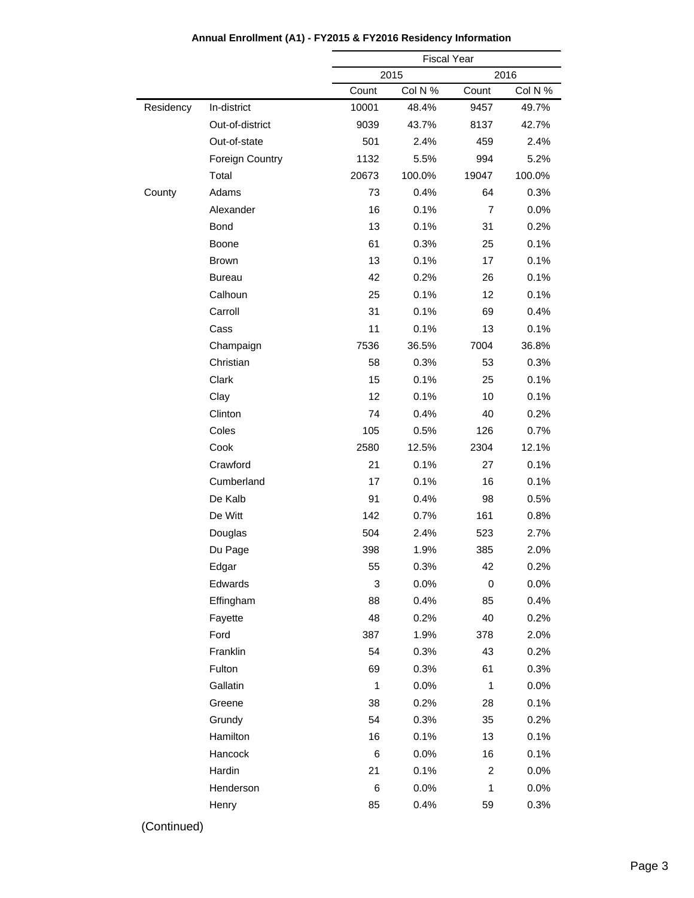**Annual Enrollment (A1) - FY2015 & FY2016 Residency Information**

| | | Fiscal Year | | | |
|---|---|---|---|---|---|
| | | 2015 | | 2016 | |
| | | Count | Col N % | Count | Col N % |
| Residency | In-district | 10001 | 48.4% | 9457 | 49.7% |
| | Out-of-district | 9039 | 43.7% | 8137 | 42.7% |
| | Out-of-state | 501 | 2.4% | 459 | 2.4% |
| | Foreign Country | 1132 | 5.5% | 994 | 5.2% |
| | Total | 20673 | 100.0% | 19047 | 100.0% |
| County | Adams | 73 | 0.4% | 64 | 0.3% |
| | Alexander | 16 | 0.1% | 7 | 0.0% |
| | Bond | 13 | 0.1% | 31 | 0.2% |
| | Boone | 61 | 0.3% | 25 | 0.1% |
| | Brown | 13 | 0.1% | 17 | 0.1% |
| | Bureau | 42 | 0.2% | 26 | 0.1% |
| | Calhoun | 25 | 0.1% | 12 | 0.1% |
| | Carroll | 31 | 0.1% | 69 | 0.4% |
| | Cass | 11 | 0.1% | 13 | 0.1% |
| | Champaign | 7536 | 36.5% | 7004 | 36.8% |
| | Christian | 58 | 0.3% | 53 | 0.3% |
| | Clark | 15 | 0.1% | 25 | 0.1% |
| | Clay | 12 | 0.1% | 10 | 0.1% |
| | Clinton | 74 | 0.4% | 40 | 0.2% |
| | Coles | 105 | 0.5% | 126 | 0.7% |
| | Cook | 2580 | 12.5% | 2304 | 12.1% |
| | Crawford | 21 | 0.1% | 27 | 0.1% |
| | Cumberland | 17 | 0.1% | 16 | 0.1% |
| | De Kalb | 91 | 0.4% | 98 | 0.5% |
| | De Witt | 142 | 0.7% | 161 | 0.8% |
| | Douglas | 504 | 2.4% | 523 | 2.7% |
| | Du Page | 398 | 1.9% | 385 | 2.0% |
| | Edgar | 55 | 0.3% | 42 | 0.2% |
| | Edwards | 3 | 0.0% | 0 | 0.0% |
| | Effingham | 88 | 0.4% | 85 | 0.4% |
| | Fayette | 48 | 0.2% | 40 | 0.2% |
| | Ford | 387 | 1.9% | 378 | 2.0% |
| | Franklin | 54 | 0.3% | 43 | 0.2% |
| | Fulton | 69 | 0.3% | 61 | 0.3% |
| | Gallatin | 1 | 0.0% | 1 | 0.0% |
| | Greene | 38 | 0.2% | 28 | 0.1% |
| | Grundy | 54 | 0.3% | 35 | 0.2% |
| | Hamilton | 16 | 0.1% | 13 | 0.1% |
| | Hancock | 6 | 0.0% | 16 | 0.1% |
| | Hardin | 21 | 0.1% | 2 | 0.0% |
| | Henderson | 6 | 0.0% | 1 | 0.0% |
| | Henry | 85 | 0.4% | 59 | 0.3% |

(Continued)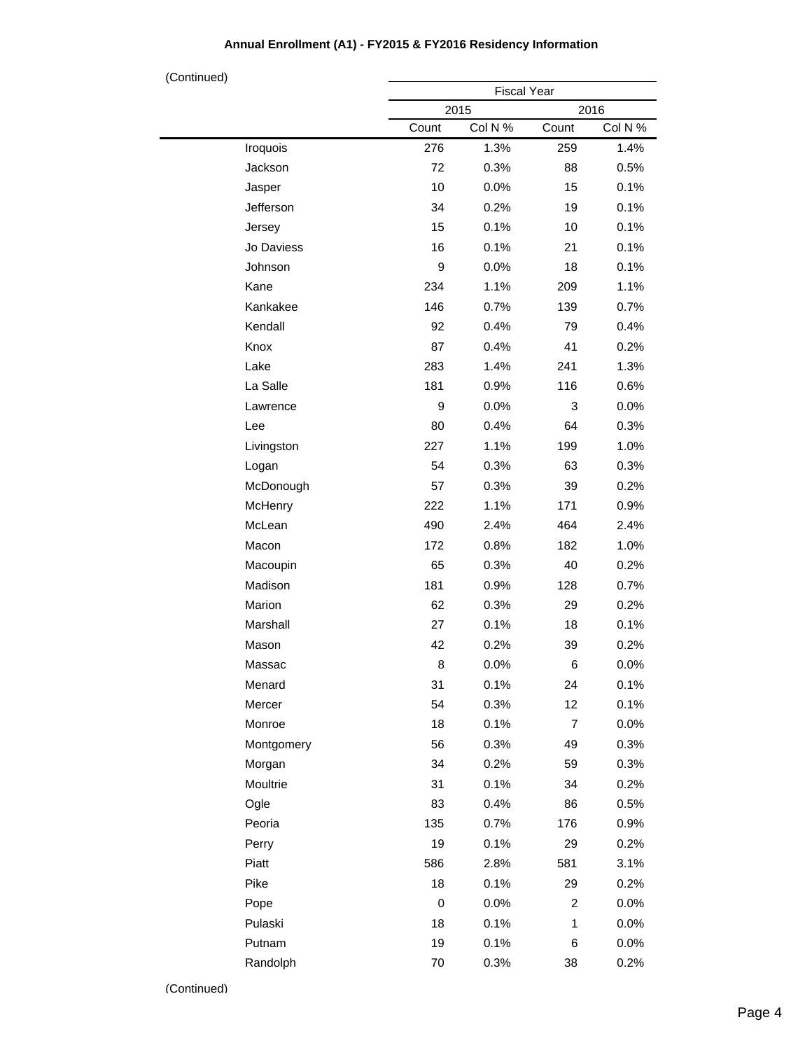**Annual Enrollment (A1) - FY2015 & FY2016 Residency Information**

(Continued)

| | Fiscal Year | | | |
|---|---|---|---|---|
| | 2015 | | 2016 | |
| | Count | Col N % | Count | Col N % |
| Iroquois | 276 | 1.3% | 259 | 1.4% |
| Jackson | 72 | 0.3% | 88 | 0.5% |
| Jasper | 10 | 0.0% | 15 | 0.1% |
| Jefferson | 34 | 0.2% | 19 | 0.1% |
| Jersey | 15 | 0.1% | 10 | 0.1% |
| Jo Daviess | 16 | 0.1% | 21 | 0.1% |
| Johnson | 9 | 0.0% | 18 | 0.1% |
| Kane | 234 | 1.1% | 209 | 1.1% |
| Kankakee | 146 | 0.7% | 139 | 0.7% |
| Kendall | 92 | 0.4% | 79 | 0.4% |
| Knox | 87 | 0.4% | 41 | 0.2% |
| Lake | 283 | 1.4% | 241 | 1.3% |
| La Salle | 181 | 0.9% | 116 | 0.6% |
| Lawrence | 9 | 0.0% | 3 | 0.0% |
| Lee | 80 | 0.4% | 64 | 0.3% |
| Livingston | 227 | 1.1% | 199 | 1.0% |
| Logan | 54 | 0.3% | 63 | 0.3% |
| McDonough | 57 | 0.3% | 39 | 0.2% |
| McHenry | 222 | 1.1% | 171 | 0.9% |
| McLean | 490 | 2.4% | 464 | 2.4% |
| Macon | 172 | 0.8% | 182 | 1.0% |
| Macoupin | 65 | 0.3% | 40 | 0.2% |
| Madison | 181 | 0.9% | 128 | 0.7% |
| Marion | 62 | 0.3% | 29 | 0.2% |
| Marshall | 27 | 0.1% | 18 | 0.1% |
| Mason | 42 | 0.2% | 39 | 0.2% |
| Massac | 8 | 0.0% | 6 | 0.0% |
| Menard | 31 | 0.1% | 24 | 0.1% |
| Mercer | 54 | 0.3% | 12 | 0.1% |
| Monroe | 18 | 0.1% | 7 | 0.0% |
| Montgomery | 56 | 0.3% | 49 | 0.3% |
| Morgan | 34 | 0.2% | 59 | 0.3% |
| Moultrie | 31 | 0.1% | 34 | 0.2% |
| Ogle | 83 | 0.4% | 86 | 0.5% |
| Peoria | 135 | 0.7% | 176 | 0.9% |
| Perry | 19 | 0.1% | 29 | 0.2% |
| Piatt | 586 | 2.8% | 581 | 3.1% |
| Pike | 18 | 0.1% | 29 | 0.2% |
| Pope | 0 | 0.0% | 2 | 0.0% |
| Pulaski | 18 | 0.1% | 1 | 0.0% |
| Putnam | 19 | 0.1% | 6 | 0.0% |
| Randolph | 70 | 0.3% | 38 | 0.2% |

(Continued)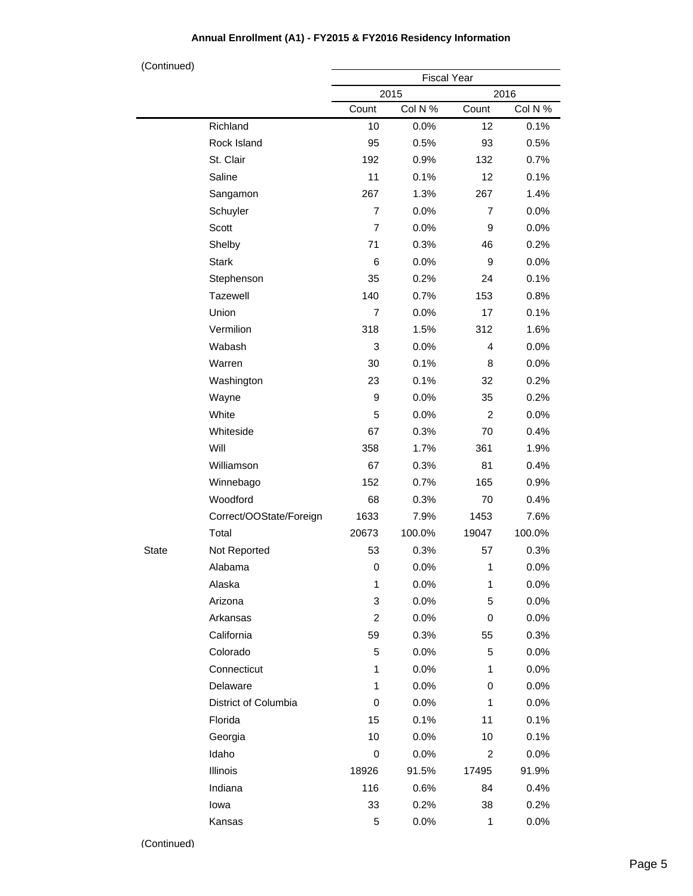**Annual Enrollment (A1) - FY2015 & FY2016 Residency Information**

(Continued)

| | | Fiscal Year | | | |
|---|---|---|---|---|---|
| | | 2015 | | 2016 | |
| | | Count | Col N % | Count | Col N % |
| | Richland | 10 | 0.0% | 12 | 0.1% |
| | Rock Island | 95 | 0.5% | 93 | 0.5% |
| | St. Clair | 192 | 0.9% | 132 | 0.7% |
| | Saline | 11 | 0.1% | 12 | 0.1% |
| | Sangamon | 267 | 1.3% | 267 | 1.4% |
| | Schuyler | 7 | 0.0% | 7 | 0.0% |
| | Scott | 7 | 0.0% | 9 | 0.0% |
| | Shelby | 71 | 0.3% | 46 | 0.2% |
| | Stark | 6 | 0.0% | 9 | 0.0% |
| | Stephenson | 35 | 0.2% | 24 | 0.1% |
| | Tazewell | 140 | 0.7% | 153 | 0.8% |
| | Union | 7 | 0.0% | 17 | 0.1% |
| | Vermilion | 318 | 1.5% | 312 | 1.6% |
| | Wabash | 3 | 0.0% | 4 | 0.0% |
| | Warren | 30 | 0.1% | 8 | 0.0% |
| | Washington | 23 | 0.1% | 32 | 0.2% |
| | Wayne | 9 | 0.0% | 35 | 0.2% |
| | White | 5 | 0.0% | 2 | 0.0% |
| | Whiteside | 67 | 0.3% | 70 | 0.4% |
| | Will | 358 | 1.7% | 361 | 1.9% |
| | Williamson | 67 | 0.3% | 81 | 0.4% |
| | Winnebago | 152 | 0.7% | 165 | 0.9% |
| | Woodford | 68 | 0.3% | 70 | 0.4% |
| | Correct/OOState/Foreign | 1633 | 7.9% | 1453 | 7.6% |
| | Total | 20673 | 100.0% | 19047 | 100.0% |
| State | Not Reported | 53 | 0.3% | 57 | 0.3% |
| | Alabama | 0 | 0.0% | 1 | 0.0% |
| | Alaska | 1 | 0.0% | 1 | 0.0% |
| | Arizona | 3 | 0.0% | 5 | 0.0% |
| | Arkansas | 2 | 0.0% | 0 | 0.0% |
| | California | 59 | 0.3% | 55 | 0.3% |
| | Colorado | 5 | 0.0% | 5 | 0.0% |
| | Connecticut | 1 | 0.0% | 1 | 0.0% |
| | Delaware | 1 | 0.0% | 0 | 0.0% |
| | District of Columbia | 0 | 0.0% | 1 | 0.0% |
| | Florida | 15 | 0.1% | 11 | 0.1% |
| | Georgia | 10 | 0.0% | 10 | 0.1% |
| | Idaho | 0 | 0.0% | 2 | 0.0% |
| | Illinois | 18926 | 91.5% | 17495 | 91.9% |
| | Indiana | 116 | 0.6% | 84 | 0.4% |
| | Iowa | 33 | 0.2% | 38 | 0.2% |
| | Kansas | 5 | 0.0% | 1 | 0.0% |

(Continued)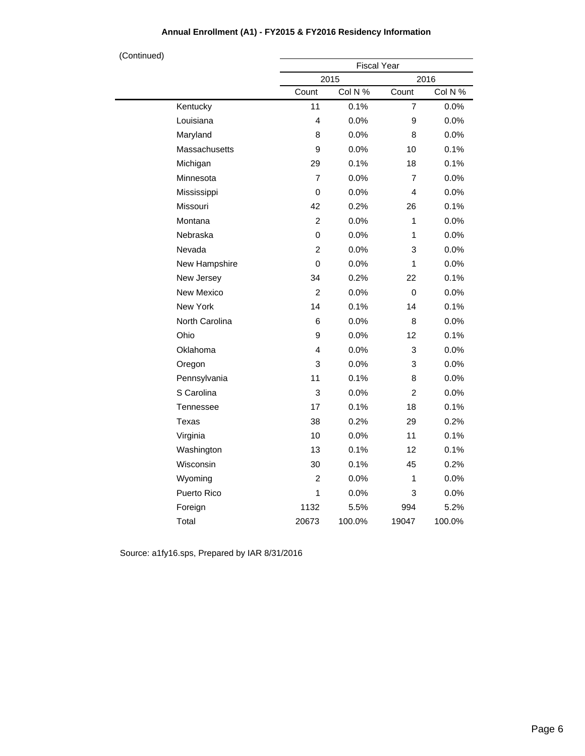**Annual Enrollment (A1) - FY2015 & FY2016 Residency Information**

(Continued)

| | Fiscal Year | | | |
|---|---|---|---|---|
| | 2015 | | 2016 | |
| | Count | Col N % | Count | Col N % |
| Kentucky | 11 | 0.1% | 7 | 0.0% |
| Louisiana | 4 | 0.0% | 9 | 0.0% |
| Maryland | 8 | 0.0% | 8 | 0.0% |
| Massachusetts | 9 | 0.0% | 10 | 0.1% |
| Michigan | 29 | 0.1% | 18 | 0.1% |
| Minnesota | 7 | 0.0% | 7 | 0.0% |
| Mississippi | 0 | 0.0% | 4 | 0.0% |
| Missouri | 42 | 0.2% | 26 | 0.1% |
| Montana | 2 | 0.0% | 1 | 0.0% |
| Nebraska | 0 | 0.0% | 1 | 0.0% |
| Nevada | 2 | 0.0% | 3 | 0.0% |
| New Hampshire | 0 | 0.0% | 1 | 0.0% |
| New Jersey | 34 | 0.2% | 22 | 0.1% |
| New Mexico | 2 | 0.0% | 0 | 0.0% |
| New York | 14 | 0.1% | 14 | 0.1% |
| North Carolina | 6 | 0.0% | 8 | 0.0% |
| Ohio | 9 | 0.0% | 12 | 0.1% |
| Oklahoma | 4 | 0.0% | 3 | 0.0% |
| Oregon | 3 | 0.0% | 3 | 0.0% |
| Pennsylvania | 11 | 0.1% | 8 | 0.0% |
| S Carolina | 3 | 0.0% | 2 | 0.0% |
| Tennessee | 17 | 0.1% | 18 | 0.1% |
| Texas | 38 | 0.2% | 29 | 0.2% |
| Virginia | 10 | 0.0% | 11 | 0.1% |
| Washington | 13 | 0.1% | 12 | 0.1% |
| Wisconsin | 30 | 0.1% | 45 | 0.2% |
| Wyoming | 2 | 0.0% | 1 | 0.0% |
| Puerto Rico | 1 | 0.0% | 3 | 0.0% |
| Foreign | 1132 | 5.5% | 994 | 5.2% |
| Total | 20673 | 100.0% | 19047 | 100.0% |

Source: a1fy16.sps, Prepared by IAR 8/31/2016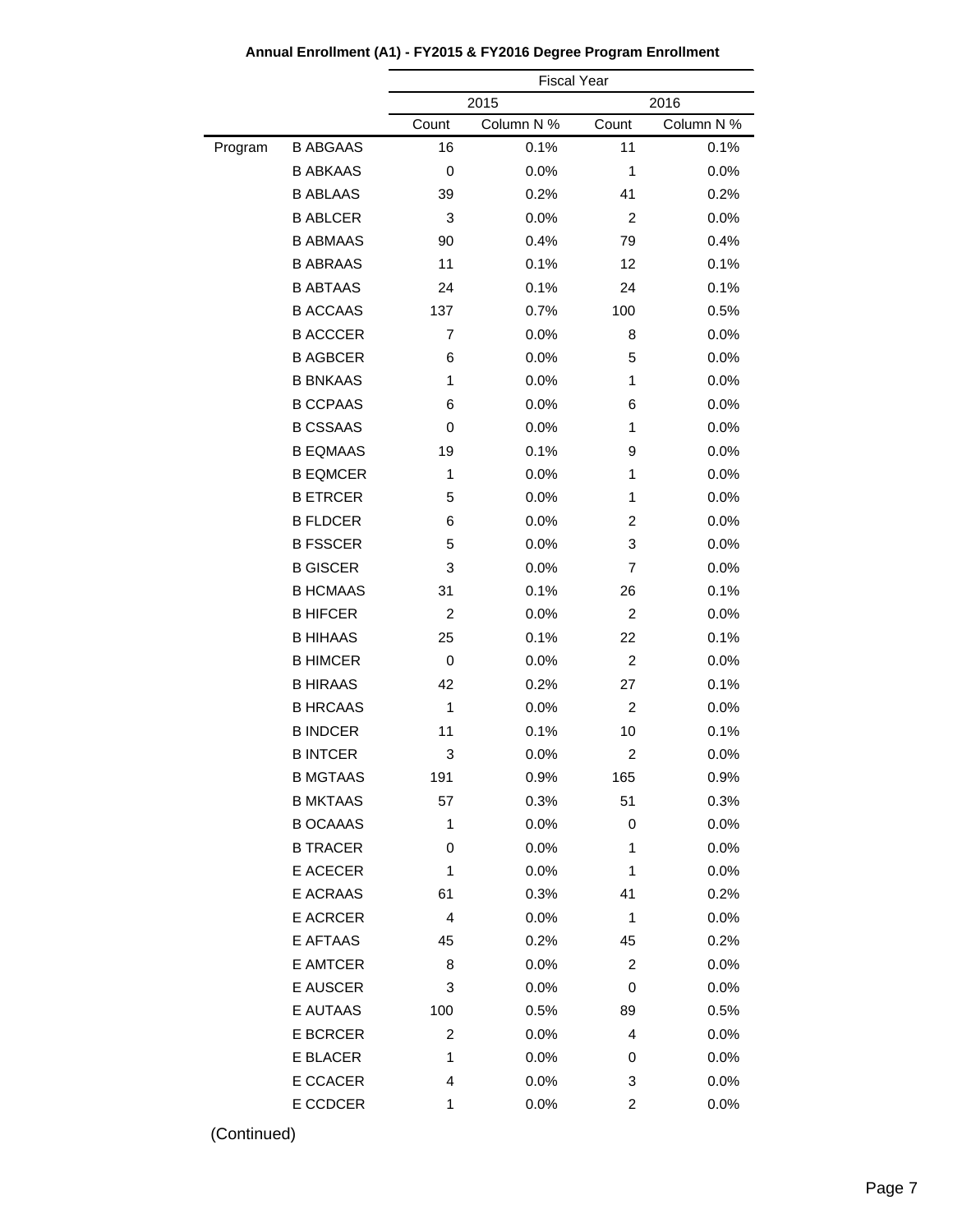**Annual Enrollment (A1) - FY2015 & FY2016 Degree Program Enrollment**

| | | Fiscal Year | | | |
|---|---|---|---|---|---|
| | | 2015 | | 2016 | |
| | | Count | Column N % | Count | Column N % |
| Program | B ABGAAS | 16 | 0.1% | 11 | 0.1% |
| | B ABKAAS | 0 | 0.0% | 1 | 0.0% |
| | B ABLAAS | 39 | 0.2% | 41 | 0.2% |
| | B ABLCER | 3 | 0.0% | 2 | 0.0% |
| | B ABMAAS | 90 | 0.4% | 79 | 0.4% |
| | B ABRAAS | 11 | 0.1% | 12 | 0.1% |
| | B ABTAAS | 24 | 0.1% | 24 | 0.1% |
| | B ACCAAS | 137 | 0.7% | 100 | 0.5% |
| | B ACCCER | 7 | 0.0% | 8 | 0.0% |
| | B AGBCER | 6 | 0.0% | 5 | 0.0% |
| | B BNKAAS | 1 | 0.0% | 1 | 0.0% |
| | B CCPAAS | 6 | 0.0% | 6 | 0.0% |
| | B CSSAAS | 0 | 0.0% | 1 | 0.0% |
| | B EQMAAS | 19 | 0.1% | 9 | 0.0% |
| | B EQMCER | 1 | 0.0% | 1 | 0.0% |
| | B ETRCER | 5 | 0.0% | 1 | 0.0% |
| | B FLDCER | 6 | 0.0% | 2 | 0.0% |
| | B FSSCER | 5 | 0.0% | 3 | 0.0% |
| | B GISCER | 3 | 0.0% | 7 | 0.0% |
| | B HCMAAS | 31 | 0.1% | 26 | 0.1% |
| | B HIFCER | 2 | 0.0% | 2 | 0.0% |
| | B HIHAAS | 25 | 0.1% | 22 | 0.1% |
| | B HIMCER | 0 | 0.0% | 2 | 0.0% |
| | B HIRAAS | 42 | 0.2% | 27 | 0.1% |
| | B HRCAAS | 1 | 0.0% | 2 | 0.0% |
| | B INDCER | 11 | 0.1% | 10 | 0.1% |
| | B INTCER | 3 | 0.0% | 2 | 0.0% |
| | B MGTAAS | 191 | 0.9% | 165 | 0.9% |
| | B MKTAAS | 57 | 0.3% | 51 | 0.3% |
| | B OCAAAS | 1 | 0.0% | 0 | 0.0% |
| | B TRACER | 0 | 0.0% | 1 | 0.0% |
| | E ACECER | 1 | 0.0% | 1 | 0.0% |
| | E ACRAAS | 61 | 0.3% | 41 | 0.2% |
| | E ACRCER | 4 | 0.0% | 1 | 0.0% |
| | E AFTAAS | 45 | 0.2% | 45 | 0.2% |
| | E AMTCER | 8 | 0.0% | 2 | 0.0% |
| | E AUSCER | 3 | 0.0% | 0 | 0.0% |
| | E AUTAAS | 100 | 0.5% | 89 | 0.5% |
| | E BCRCER | 2 | 0.0% | 4 | 0.0% |
| | E BLACER | 1 | 0.0% | 0 | 0.0% |
| | E CCACER | 4 | 0.0% | 3 | 0.0% |
| | E CCDCER | 1 | 0.0% | 2 | 0.0% |

(Continued)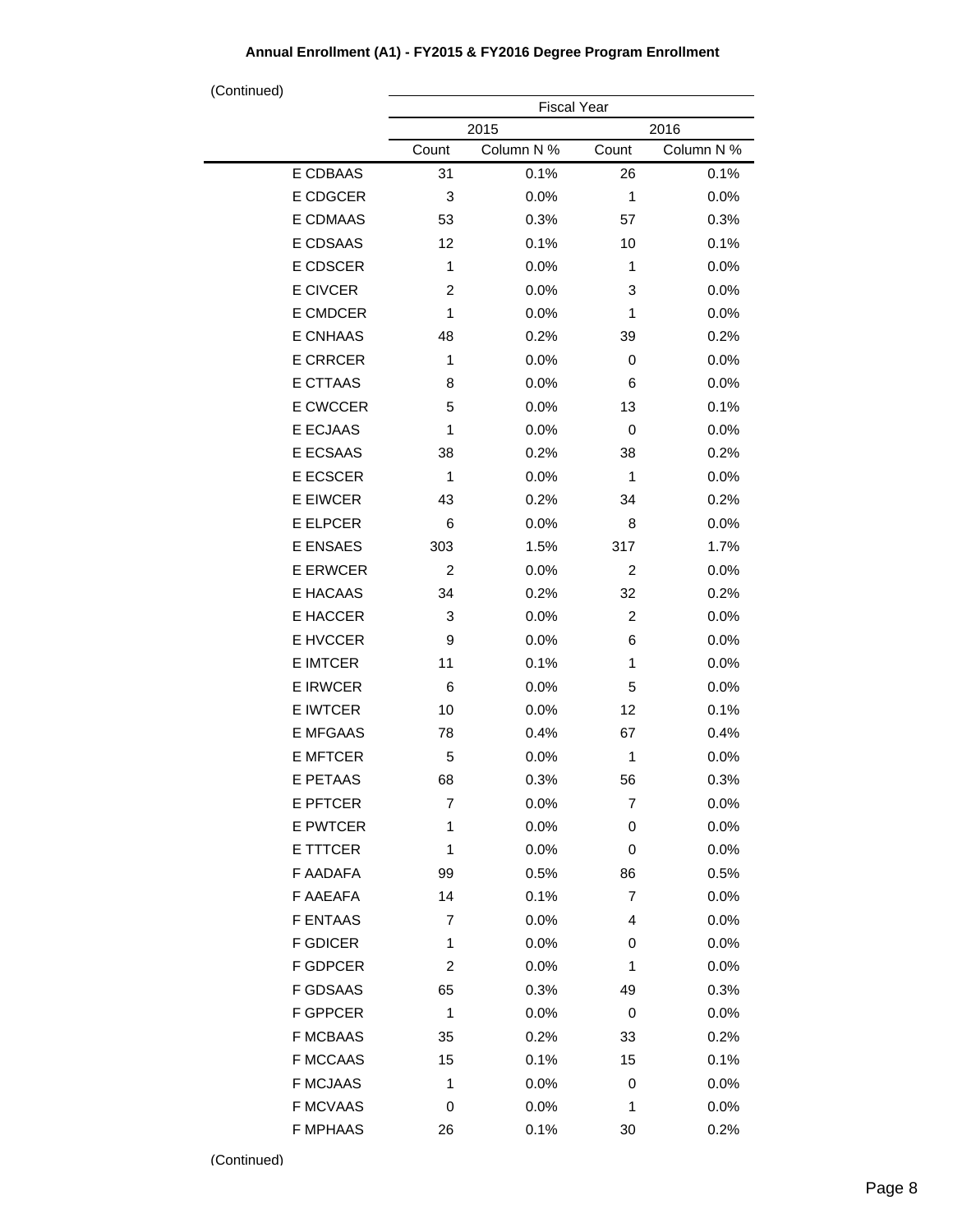**Annual Enrollment (A1) - FY2015 & FY2016 Degree Program Enrollment**

(Continued)

| | Fiscal Year | | | |
|---|---|---|---|---|
| | 2015 | | 2016 | |
| | Count | Column N % | Count | Column N % |
| E CDBAAS | 31 | 0.1% | 26 | 0.1% |
| E CDGCER | 3 | 0.0% | 1 | 0.0% |
| E CDMAAS | 53 | 0.3% | 57 | 0.3% |
| E CDSAAS | 12 | 0.1% | 10 | 0.1% |
| E CDSCER | 1 | 0.0% | 1 | 0.0% |
| E CIVCER | 2 | 0.0% | 3 | 0.0% |
| E CMDCER | 1 | 0.0% | 1 | 0.0% |
| E CNHAAS | 48 | 0.2% | 39 | 0.2% |
| E CRRCER | 1 | 0.0% | 0 | 0.0% |
| E CTTAAS | 8 | 0.0% | 6 | 0.0% |
| E CWCCER | 5 | 0.0% | 13 | 0.1% |
| E ECJAAS | 1 | 0.0% | 0 | 0.0% |
| E ECSAAS | 38 | 0.2% | 38 | 0.2% |
| E ECSCER | 1 | 0.0% | 1 | 0.0% |
| E EIWCER | 43 | 0.2% | 34 | 0.2% |
| E ELPCER | 6 | 0.0% | 8 | 0.0% |
| E ENSAES | 303 | 1.5% | 317 | 1.7% |
| E ERWCER | 2 | 0.0% | 2 | 0.0% |
| E HACAAS | 34 | 0.2% | 32 | 0.2% |
| E HACCER | 3 | 0.0% | 2 | 0.0% |
| E HVCCER | 9 | 0.0% | 6 | 0.0% |
| E IMTCER | 11 | 0.1% | 1 | 0.0% |
| E IRWCER | 6 | 0.0% | 5 | 0.0% |
| E IWTCER | 10 | 0.0% | 12 | 0.1% |
| E MFGAAS | 78 | 0.4% | 67 | 0.4% |
| E MFTCER | 5 | 0.0% | 1 | 0.0% |
| E PETAAS | 68 | 0.3% | 56 | 0.3% |
| E PFTCER | 7 | 0.0% | 7 | 0.0% |
| E PWTCER | 1 | 0.0% | 0 | 0.0% |
| E TTTCER | 1 | 0.0% | 0 | 0.0% |
| F AADAFA | 99 | 0.5% | 86 | 0.5% |
| F AAEAFA | 14 | 0.1% | 7 | 0.0% |
| F ENTAAS | 7 | 0.0% | 4 | 0.0% |
| F GDICER | 1 | 0.0% | 0 | 0.0% |
| F GDPCER | 2 | 0.0% | 1 | 0.0% |
| F GDSAAS | 65 | 0.3% | 49 | 0.3% |
| F GPPCER | 1 | 0.0% | 0 | 0.0% |
| F MCBAAS | 35 | 0.2% | 33 | 0.2% |
| F MCCAAS | 15 | 0.1% | 15 | 0.1% |
| F MCJAAS | 1 | 0.0% | 0 | 0.0% |
| F MCVAAS | 0 | 0.0% | 1 | 0.0% |
| F MPHAAS | 26 | 0.1% | 30 | 0.2% |

(Continued)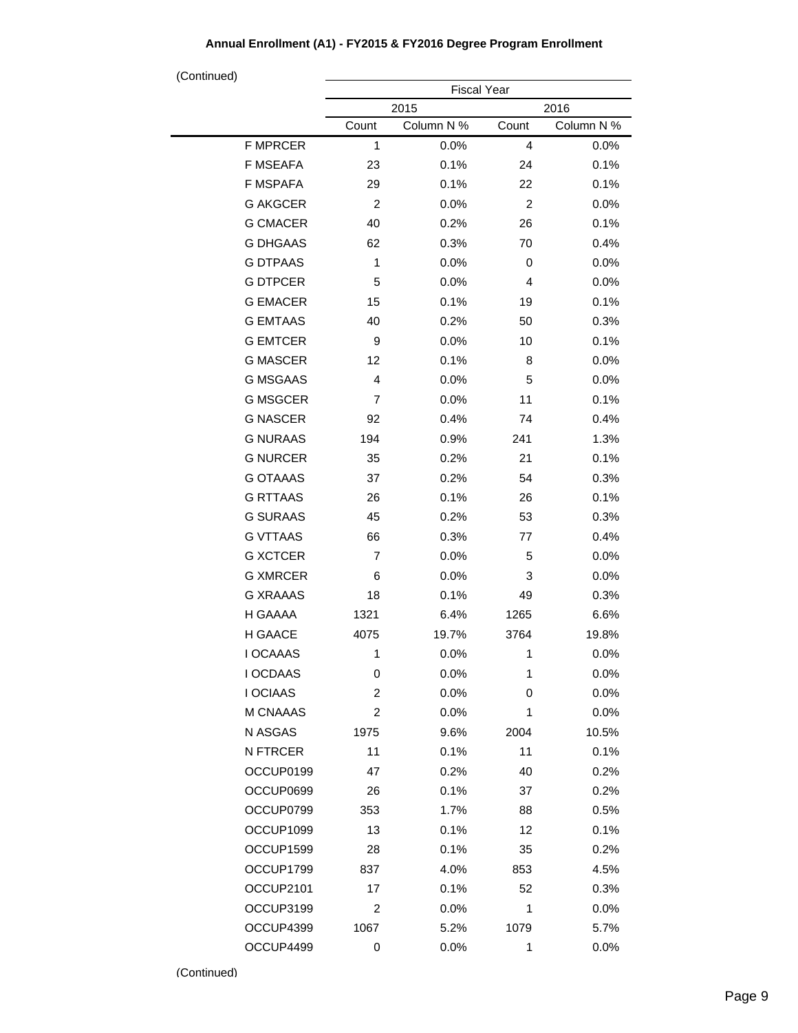**Annual Enrollment (A1) - FY2015 & FY2016 Degree Program Enrollment**

(Continued)

| | Fiscal Year | | | |
|---|---|---|---|---|
| | 2015 | | 2016 | |
| | Count | Column N % | Count | Column N % |
| F MPRCER | 1 | 0.0% | 4 | 0.0% |
| F MSEAFA | 23 | 0.1% | 24 | 0.1% |
| F MSPAFA | 29 | 0.1% | 22 | 0.1% |
| G AKGCER | 2 | 0.0% | 2 | 0.0% |
| G CMACER | 40 | 0.2% | 26 | 0.1% |
| G DHGAAS | 62 | 0.3% | 70 | 0.4% |
| G DTPAAS | 1 | 0.0% | 0 | 0.0% |
| G DTPCER | 5 | 0.0% | 4 | 0.0% |
| G EMACER | 15 | 0.1% | 19 | 0.1% |
| G EMTAAS | 40 | 0.2% | 50 | 0.3% |
| G EMTCER | 9 | 0.0% | 10 | 0.1% |
| G MASCER | 12 | 0.1% | 8 | 0.0% |
| G MSGAAS | 4 | 0.0% | 5 | 0.0% |
| G MSGCER | 7 | 0.0% | 11 | 0.1% |
| G NASCER | 92 | 0.4% | 74 | 0.4% |
| G NURAAS | 194 | 0.9% | 241 | 1.3% |
| G NURCER | 35 | 0.2% | 21 | 0.1% |
| G OTAAAS | 37 | 0.2% | 54 | 0.3% |
| G RTTAAS | 26 | 0.1% | 26 | 0.1% |
| G SURAAS | 45 | 0.2% | 53 | 0.3% |
| G VTTAAS | 66 | 0.3% | 77 | 0.4% |
| G XCTCER | 7 | 0.0% | 5 | 0.0% |
| G XMRCER | 6 | 0.0% | 3 | 0.0% |
| G XRAAAS | 18 | 0.1% | 49 | 0.3% |
| H GAAAA | 1321 | 6.4% | 1265 | 6.6% |
| H GAACE | 4075 | 19.7% | 3764 | 19.8% |
| I OCAAAS | 1 | 0.0% | 1 | 0.0% |
| I OCDAAS | 0 | 0.0% | 1 | 0.0% |
| I OCIAAS | 2 | 0.0% | 0 | 0.0% |
| M CNAAAS | 2 | 0.0% | 1 | 0.0% |
| N ASGAS | 1975 | 9.6% | 2004 | 10.5% |
| N FTRCER | 11 | 0.1% | 11 | 0.1% |
| OCCUP0199 | 47 | 0.2% | 40 | 0.2% |
| OCCUP0699 | 26 | 0.1% | 37 | 0.2% |
| OCCUP0799 | 353 | 1.7% | 88 | 0.5% |
| OCCUP1099 | 13 | 0.1% | 12 | 0.1% |
| OCCUP1599 | 28 | 0.1% | 35 | 0.2% |
| OCCUP1799 | 837 | 4.0% | 853 | 4.5% |
| OCCUP2101 | 17 | 0.1% | 52 | 0.3% |
| OCCUP3199 | 2 | 0.0% | 1 | 0.0% |
| OCCUP4399 | 1067 | 5.2% | 1079 | 5.7% |
| OCCUP4499 | 0 | 0.0% | 1 | 0.0% |

(Continued)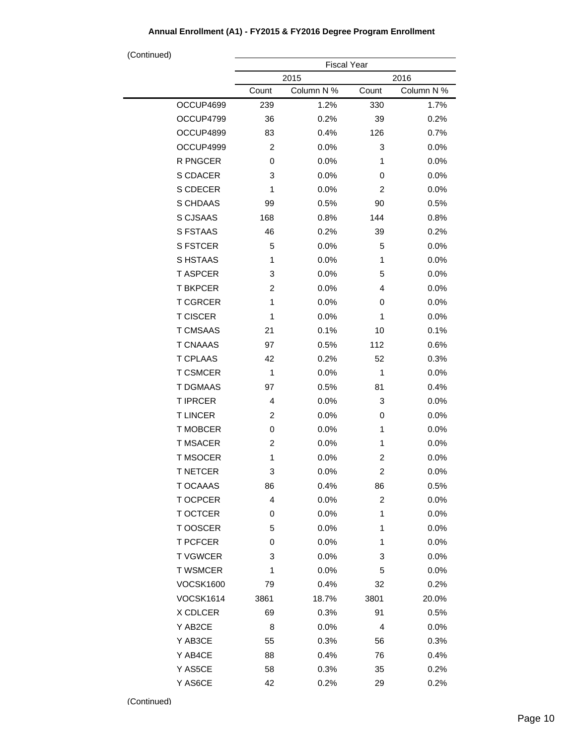**Annual Enrollment (A1) - FY2015 & FY2016 Degree Program Enrollment**

(Continued)

| | Fiscal Year | | | |
|---|---|---|---|---|
| | 2015 | | 2016 | |
| | Count | Column N % | Count | Column N % |
| OCCUP4699 | 239 | 1.2% | 330 | 1.7% |
| OCCUP4799 | 36 | 0.2% | 39 | 0.2% |
| OCCUP4899 | 83 | 0.4% | 126 | 0.7% |
| OCCUP4999 | 2 | 0.0% | 3 | 0.0% |
| R PNGCER | 0 | 0.0% | 1 | 0.0% |
| S CDACER | 3 | 0.0% | 0 | 0.0% |
| S CDECER | 1 | 0.0% | 2 | 0.0% |
| S CHDAAS | 99 | 0.5% | 90 | 0.5% |
| S CJSAAS | 168 | 0.8% | 144 | 0.8% |
| S FSTAAS | 46 | 0.2% | 39 | 0.2% |
| S FSTCER | 5 | 0.0% | 5 | 0.0% |
| S HSTAAS | 1 | 0.0% | 1 | 0.0% |
| T ASPCER | 3 | 0.0% | 5 | 0.0% |
| T BKPCER | 2 | 0.0% | 4 | 0.0% |
| T CGRCER | 1 | 0.0% | 0 | 0.0% |
| T CISCER | 1 | 0.0% | 1 | 0.0% |
| T CMSAAS | 21 | 0.1% | 10 | 0.1% |
| T CNAAAS | 97 | 0.5% | 112 | 0.6% |
| T CPLAAS | 42 | 0.2% | 52 | 0.3% |
| T CSMCER | 1 | 0.0% | 1 | 0.0% |
| T DGMAAS | 97 | 0.5% | 81 | 0.4% |
| T IPRCER | 4 | 0.0% | 3 | 0.0% |
| T LINCER | 2 | 0.0% | 0 | 0.0% |
| T MOBCER | 0 | 0.0% | 1 | 0.0% |
| T MSACER | 2 | 0.0% | 1 | 0.0% |
| T MSOCER | 1 | 0.0% | 2 | 0.0% |
| T NETCER | 3 | 0.0% | 2 | 0.0% |
| T OCAAAS | 86 | 0.4% | 86 | 0.5% |
| T OCPCER | 4 | 0.0% | 2 | 0.0% |
| T OCTCER | 0 | 0.0% | 1 | 0.0% |
| T OOSCER | 5 | 0.0% | 1 | 0.0% |
| T PCFCER | 0 | 0.0% | 1 | 0.0% |
| T VGWCER | 3 | 0.0% | 3 | 0.0% |
| T WSMCER | 1 | 0.0% | 5 | 0.0% |
| VOCSK1600 | 79 | 0.4% | 32 | 0.2% |
| VOCSK1614 | 3861 | 18.7% | 3801 | 20.0% |
| X CDLCER | 69 | 0.3% | 91 | 0.5% |
| Y AB2CE | 8 | 0.0% | 4 | 0.0% |
| Y AB3CE | 55 | 0.3% | 56 | 0.3% |
| Y AB4CE | 88 | 0.4% | 76 | 0.4% |
| Y AS5CE | 58 | 0.3% | 35 | 0.2% |
| Y AS6CE | 42 | 0.2% | 29 | 0.2% |

(Continued)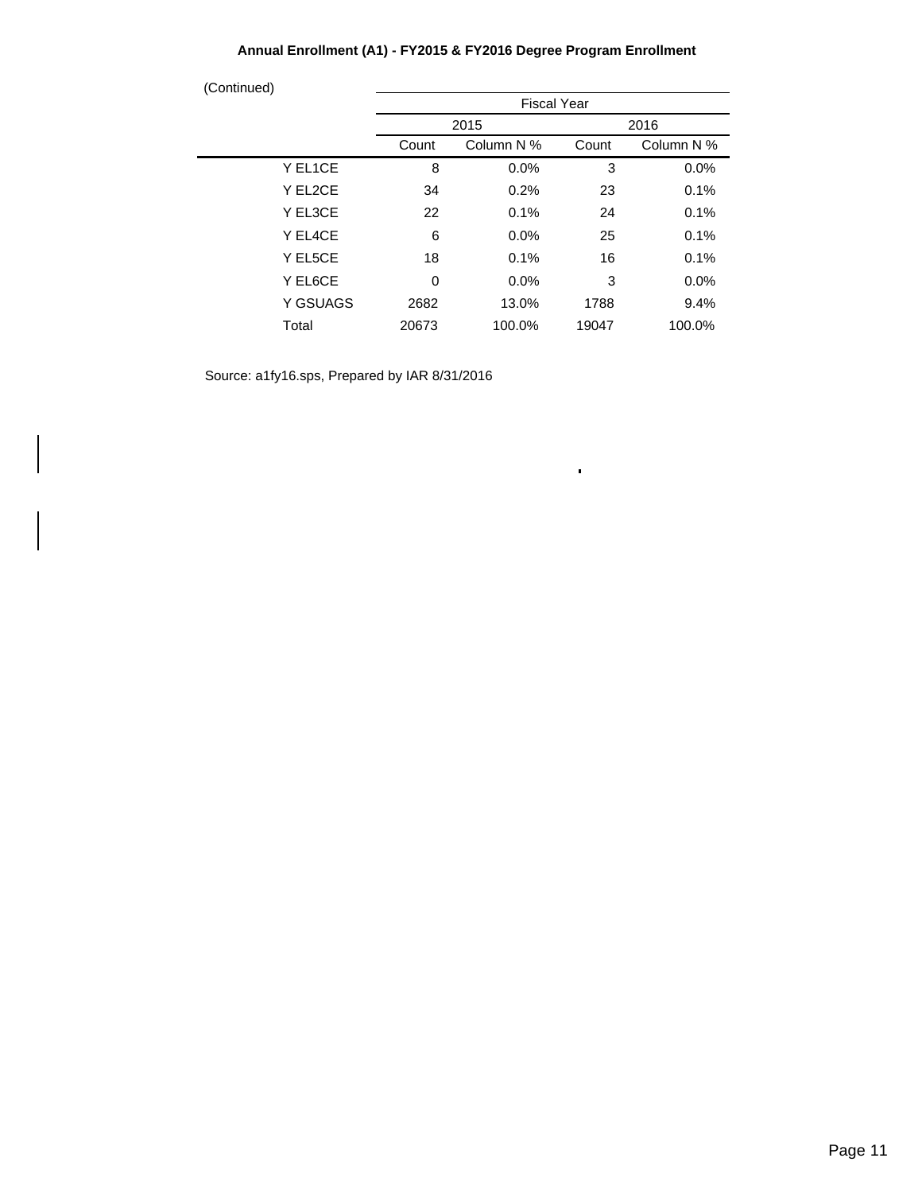**Annual Enrollment (A1) - FY2015 & FY2016 Degree Program Enrollment**

(Continued)

| | Fiscal Year | | | |
|---|---|---|---|---|
| | 2015 | | 2016 | |
| | Count | Column N % | Count | Column N % |
| Y EL1CE | 8 | 0.0% | 3 | 0.0% |
| Y EL2CE | 34 | 0.2% | 23 | 0.1% |
| Y EL3CE | 22 | 0.1% | 24 | 0.1% |
| Y EL4CE | 6 | 0.0% | 25 | 0.1% |
| Y EL5CE | 18 | 0.1% | 16 | 0.1% |
| Y EL6CE | 0 | 0.0% | 3 | 0.0% |
| Y GSUAGS | 2682 | 13.0% | 1788 | 9.4% |
| Total | 20673 | 100.0% | 19047 | 100.0% |

Source: a1fy16.sps, Prepared by IAR 8/31/2016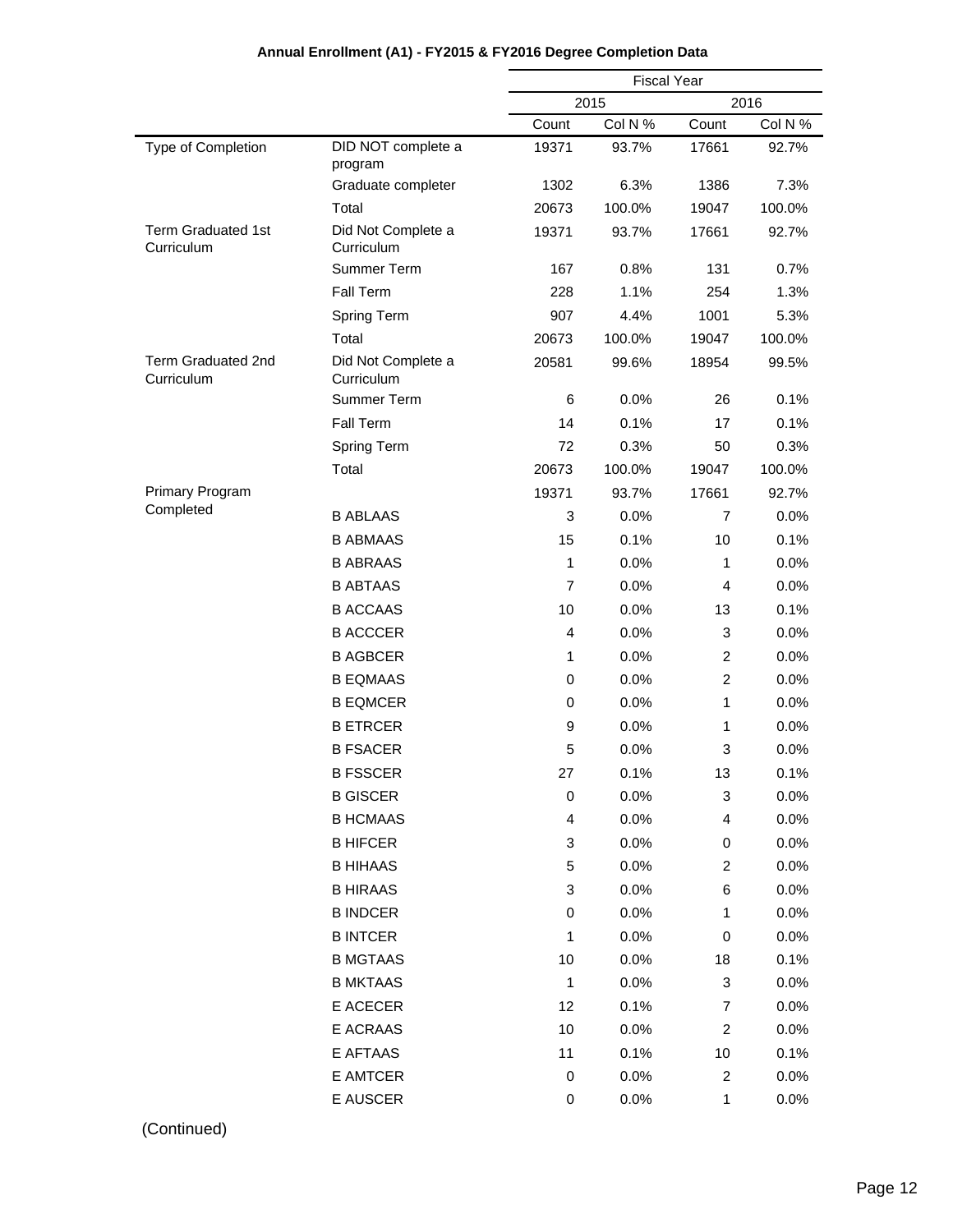**Annual Enrollment (A1) - FY2015 & FY2016 Degree Completion Data**

| | | Fiscal Year | | | |
|---|---|---|---|---|---|
| | | 2015 | | 2016 | |
| | | Count | Col N % | Count | Col N % |
| Type of Completion | DID NOT complete a program | 19371 | 93.7% | 17661 | 92.7% |
| | Graduate completer | 1302 | 6.3% | 1386 | 7.3% |
| | Total | 20673 | 100.0% | 19047 | 100.0% |
| Term Graduated 1st Curriculum | Did Not Complete a Curriculum | 19371 | 93.7% | 17661 | 92.7% |
| | Summer Term | 167 | 0.8% | 131 | 0.7% |
| | Fall Term | 228 | 1.1% | 254 | 1.3% |
| | Spring Term | 907 | 4.4% | 1001 | 5.3% |
| | Total | 20673 | 100.0% | 19047 | 100.0% |
| Term Graduated 2nd Curriculum | Did Not Complete a Curriculum | 20581 | 99.6% | 18954 | 99.5% |
| | Summer Term | 6 | 0.0% | 26 | 0.1% |
| | Fall Term | 14 | 0.1% | 17 | 0.1% |
| | Spring Term | 72 | 0.3% | 50 | 0.3% |
| | Total | 20673 | 100.0% | 19047 | 100.0% |
| Primary Program Completed | | 19371 | 93.7% | 17661 | 92.7% |
| | B ABLAAS | 3 | 0.0% | 7 | 0.0% |
| | B ABMAAS | 15 | 0.1% | 10 | 0.1% |
| | B ABRAAS | 1 | 0.0% | 1 | 0.0% |
| | B ABTAAS | 7 | 0.0% | 4 | 0.0% |
| | B ACCAAS | 10 | 0.0% | 13 | 0.1% |
| | B ACCCER | 4 | 0.0% | 3 | 0.0% |
| | B AGBCER | 1 | 0.0% | 2 | 0.0% |
| | B EQMAAS | 0 | 0.0% | 2 | 0.0% |
| | B EQMCER | 0 | 0.0% | 1 | 0.0% |
| | B ETRCER | 9 | 0.0% | 1 | 0.0% |
| | B FSACER | 5 | 0.0% | 3 | 0.0% |
| | B FSSCER | 27 | 0.1% | 13 | 0.1% |
| | B GISCER | 0 | 0.0% | 3 | 0.0% |
| | B HCMAAS | 4 | 0.0% | 4 | 0.0% |
| | B HIFCER | 3 | 0.0% | 0 | 0.0% |
| | B HIHAAS | 5 | 0.0% | 2 | 0.0% |
| | B HIRAAS | 3 | 0.0% | 6 | 0.0% |
| | B INDCER | 0 | 0.0% | 1 | 0.0% |
| | B INTCER | 1 | 0.0% | 0 | 0.0% |
| | B MGTAAS | 10 | 0.0% | 18 | 0.1% |
| | B MKTAAS | 1 | 0.0% | 3 | 0.0% |
| | E ACECER | 12 | 0.1% | 7 | 0.0% |
| | E ACRAAS | 10 | 0.0% | 2 | 0.0% |
| | E AFTAAS | 11 | 0.1% | 10 | 0.1% |
| | E AMTCER | 0 | 0.0% | 2 | 0.0% |
| | E AUSCER | 0 | 0.0% | 1 | 0.0% |

(Continued)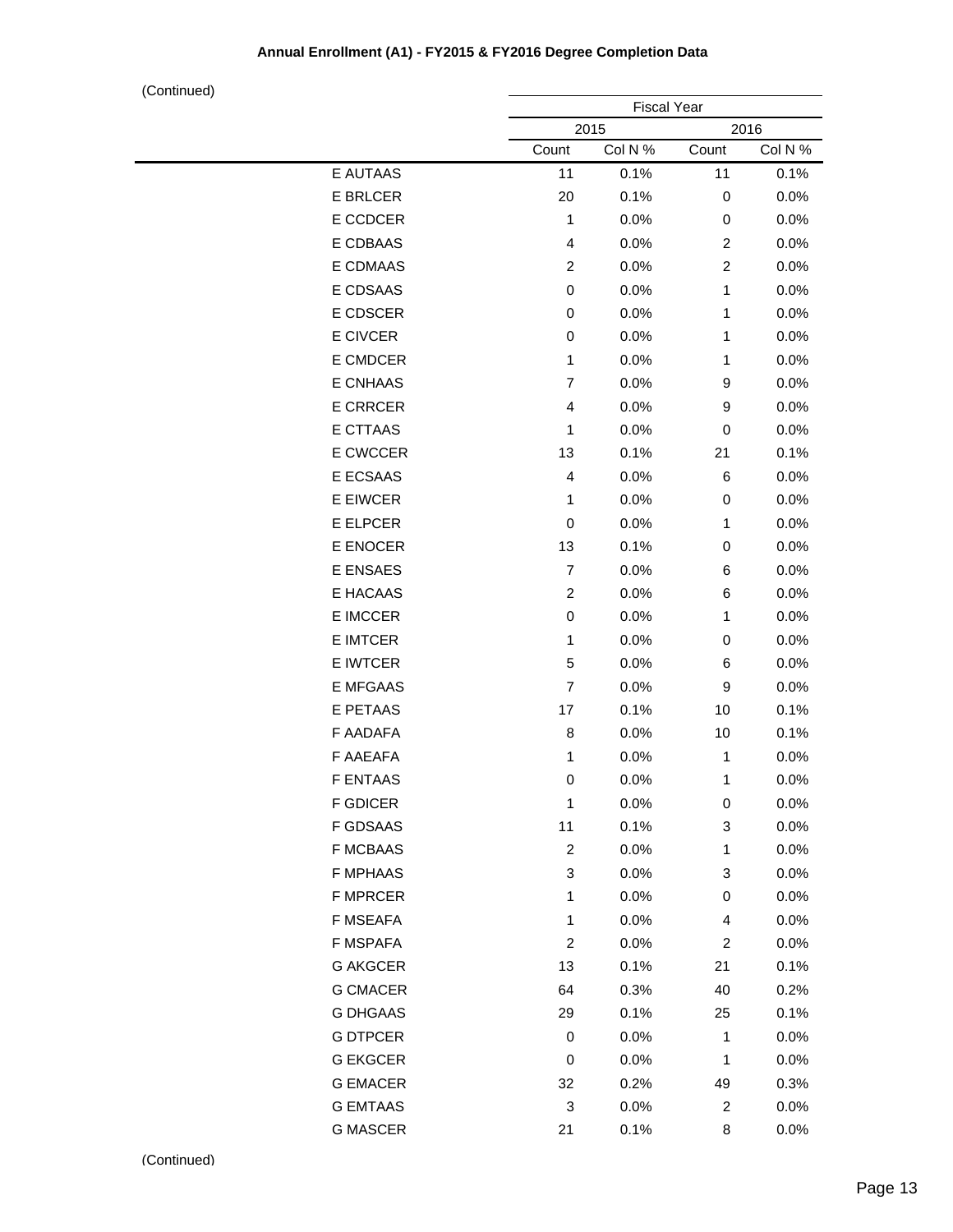**Annual Enrollment (A1) - FY2015 & FY2016 Degree Completion Data**

(Continued)

| | Fiscal Year | | | |
|---|---|---|---|---|
| | 2015 | | 2016 | |
| | Count | Col N % | Count | Col N % |
| E AUTAAS | 11 | 0.1% | 11 | 0.1% |
| E BRLCER | 20 | 0.1% | 0 | 0.0% |
| E CCDCER | 1 | 0.0% | 0 | 0.0% |
| E CDBAAS | 4 | 0.0% | 2 | 0.0% |
| E CDMAAS | 2 | 0.0% | 2 | 0.0% |
| E CDSAAS | 0 | 0.0% | 1 | 0.0% |
| E CDSCER | 0 | 0.0% | 1 | 0.0% |
| E CIVCER | 0 | 0.0% | 1 | 0.0% |
| E CMDCER | 1 | 0.0% | 1 | 0.0% |
| E CNHAAS | 7 | 0.0% | 9 | 0.0% |
| E CRRCER | 4 | 0.0% | 9 | 0.0% |
| E CTTAAS | 1 | 0.0% | 0 | 0.0% |
| E CWCCER | 13 | 0.1% | 21 | 0.1% |
| E ECSAAS | 4 | 0.0% | 6 | 0.0% |
| E EIWCER | 1 | 0.0% | 0 | 0.0% |
| E ELPCER | 0 | 0.0% | 1 | 0.0% |
| E ENOCER | 13 | 0.1% | 0 | 0.0% |
| E ENSAES | 7 | 0.0% | 6 | 0.0% |
| E HACAAS | 2 | 0.0% | 6 | 0.0% |
| E IMCCER | 0 | 0.0% | 1 | 0.0% |
| E IMTCER | 1 | 0.0% | 0 | 0.0% |
| E IWTCER | 5 | 0.0% | 6 | 0.0% |
| E MFGAAS | 7 | 0.0% | 9 | 0.0% |
| E PETAAS | 17 | 0.1% | 10 | 0.1% |
| F AADAFA | 8 | 0.0% | 10 | 0.1% |
| F AAEAFA | 1 | 0.0% | 1 | 0.0% |
| F ENTAAS | 0 | 0.0% | 1 | 0.0% |
| F GDICER | 1 | 0.0% | 0 | 0.0% |
| F GDSAAS | 11 | 0.1% | 3 | 0.0% |
| F MCBAAS | 2 | 0.0% | 1 | 0.0% |
| F MPHAAS | 3 | 0.0% | 3 | 0.0% |
| F MPRCER | 1 | 0.0% | 0 | 0.0% |
| F MSEAFA | 1 | 0.0% | 4 | 0.0% |
| F MSPAFA | 2 | 0.0% | 2 | 0.0% |
| G AKGCER | 13 | 0.1% | 21 | 0.1% |
| G CMACER | 64 | 0.3% | 40 | 0.2% |
| G DHGAAS | 29 | 0.1% | 25 | 0.1% |
| G DTPCER | 0 | 0.0% | 1 | 0.0% |
| G EKGCER | 0 | 0.0% | 1 | 0.0% |
| G EMACER | 32 | 0.2% | 49 | 0.3% |
| G EMTAAS | 3 | 0.0% | 2 | 0.0% |
| G MASCER | 21 | 0.1% | 8 | 0.0% |

(Continued)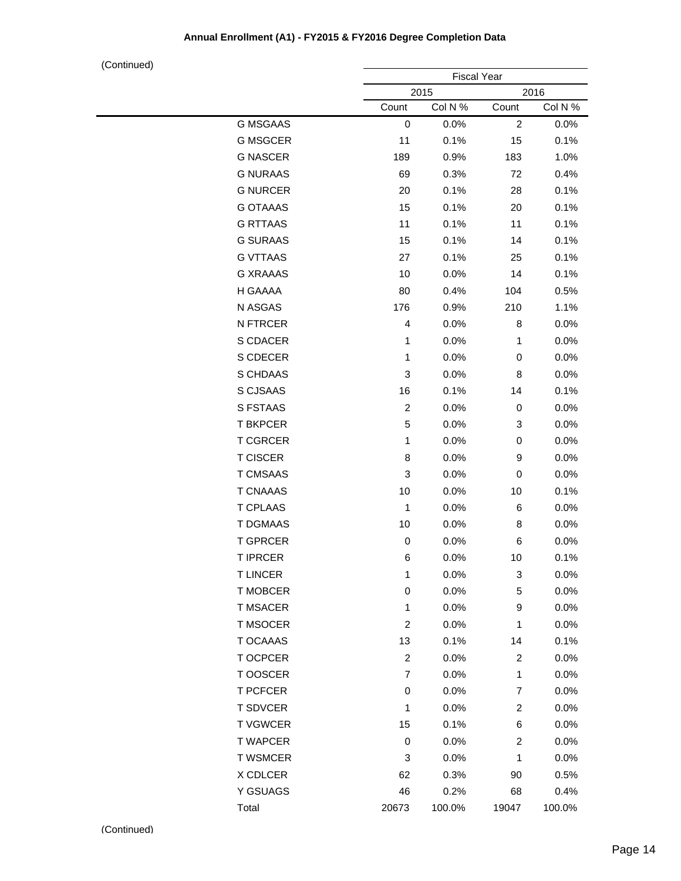**Annual Enrollment (A1) - FY2015 & FY2016 Degree Completion Data**

(Continued)

| | Fiscal Year | | | |
|---|---|---|---|---|
| | 2015 | | 2016 | |
| | Count | Col N % | Count | Col N % |
| G MSGAAS | 0 | 0.0% | 2 | 0.0% |
| G MSGCER | 11 | 0.1% | 15 | 0.1% |
| G NASCER | 189 | 0.9% | 183 | 1.0% |
| G NURAAS | 69 | 0.3% | 72 | 0.4% |
| G NURCER | 20 | 0.1% | 28 | 0.1% |
| G OTAAAS | 15 | 0.1% | 20 | 0.1% |
| G RTTAAS | 11 | 0.1% | 11 | 0.1% |
| G SURAAS | 15 | 0.1% | 14 | 0.1% |
| G VTTAAS | 27 | 0.1% | 25 | 0.1% |
| G XRAAAS | 10 | 0.0% | 14 | 0.1% |
| H GAAAA | 80 | 0.4% | 104 | 0.5% |
| N ASGAS | 176 | 0.9% | 210 | 1.1% |
| N FTRCER | 4 | 0.0% | 8 | 0.0% |
| S CDACER | 1 | 0.0% | 1 | 0.0% |
| S CDECER | 1 | 0.0% | 0 | 0.0% |
| S CHDAAS | 3 | 0.0% | 8 | 0.0% |
| S CJSAAS | 16 | 0.1% | 14 | 0.1% |
| S FSTAAS | 2 | 0.0% | 0 | 0.0% |
| T BKPCER | 5 | 0.0% | 3 | 0.0% |
| T CGRCER | 1 | 0.0% | 0 | 0.0% |
| T CISCER | 8 | 0.0% | 9 | 0.0% |
| T CMSAAS | 3 | 0.0% | 0 | 0.0% |
| T CNAAAS | 10 | 0.0% | 10 | 0.1% |
| T CPLAAS | 1 | 0.0% | 6 | 0.0% |
| T DGMAAS | 10 | 0.0% | 8 | 0.0% |
| T GPRCER | 0 | 0.0% | 6 | 0.0% |
| T IPRCER | 6 | 0.0% | 10 | 0.1% |
| T LINCER | 1 | 0.0% | 3 | 0.0% |
| T MOBCER | 0 | 0.0% | 5 | 0.0% |
| T MSACER | 1 | 0.0% | 9 | 0.0% |
| T MSOCER | 2 | 0.0% | 1 | 0.0% |
| T OCAAAS | 13 | 0.1% | 14 | 0.1% |
| T OCPCER | 2 | 0.0% | 2 | 0.0% |
| T OOSCER | 7 | 0.0% | 1 | 0.0% |
| T PCFCER | 0 | 0.0% | 7 | 0.0% |
| T SDVCER | 1 | 0.0% | 2 | 0.0% |
| T VGWCER | 15 | 0.1% | 6 | 0.0% |
| T WAPCER | 0 | 0.0% | 2 | 0.0% |
| T WSMCER | 3 | 0.0% | 1 | 0.0% |
| X CDLCER | 62 | 0.3% | 90 | 0.5% |
| Y GSUAGS | 46 | 0.2% | 68 | 0.4% |
| Total | 20673 | 100.0% | 19047 | 100.0% |

(Continued)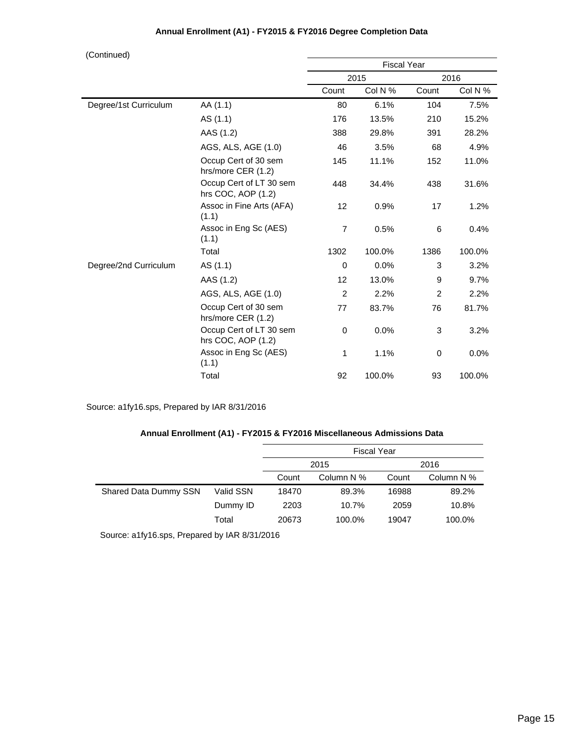**Annual Enrollment (A1) - FY2015 & FY2016 Degree Completion Data**

(Continued)

| | | Fiscal Year | | | |
|---|---|---|---|---|---|
| | | 2015 | | 2016 | |
| | | Count | Col N % | Count | Col N % |
| Degree/1st Curriculum | AA (1.1) | 80 | 6.1% | 104 | 7.5% |
| | AS (1.1) | 176 | 13.5% | 210 | 15.2% |
| | AAS (1.2) | 388 | 29.8% | 391 | 28.2% |
| | AGS, ALS, AGE (1.0) | 46 | 3.5% | 68 | 4.9% |
| | Occup Cert of 30 sem hrs/more CER (1.2) | 145 | 11.1% | 152 | 11.0% |
| | Occup Cert of LT 30 sem hrs COC, AOP (1.2) | 448 | 34.4% | 438 | 31.6% |
| | Assoc in Fine Arts (AFA) (1.1) | 12 | 0.9% | 17 | 1.2% |
| | Assoc in Eng Sc (AES) (1.1) | 7 | 0.5% | 6 | 0.4% |
| | Total | 1302 | 100.0% | 1386 | 100.0% |
| Degree/2nd Curriculum | AS (1.1) | 0 | 0.0% | 3 | 3.2% |
| | AAS (1.2) | 12 | 13.0% | 9 | 9.7% |
| | AGS, ALS, AGE (1.0) | 2 | 2.2% | 2 | 2.2% |
| | Occup Cert of 30 sem hrs/more CER (1.2) | 77 | 83.7% | 76 | 81.7% |
| | Occup Cert of LT 30 sem hrs COC, AOP (1.2) | 0 | 0.0% | 3 | 3.2% |
| | Assoc in Eng Sc (AES) (1.1) | 1 | 1.1% | 0 | 0.0% |
| | Total | 92 | 100.0% | 93 | 100.0% |

Source: a1fy16.sps, Prepared by IAR 8/31/2016

**Annual Enrollment (A1) - FY2015 & FY2016 Miscellaneous Admissions Data**

| | | Fiscal Year | | | |
|---|---|---|---|---|---|
| | | 2015 | | 2016 | |
| | | Count | Column N % | Count | Column N % |
| Shared Data Dummy SSN | Valid SSN | 18470 | 89.3% | 16988 | 89.2% |
| | Dummy ID | 2203 | 10.7% | 2059 | 10.8% |
| | Total | 20673 | 100.0% | 19047 | 100.0% |

Source: a1fy16.sps, Prepared by IAR 8/31/2016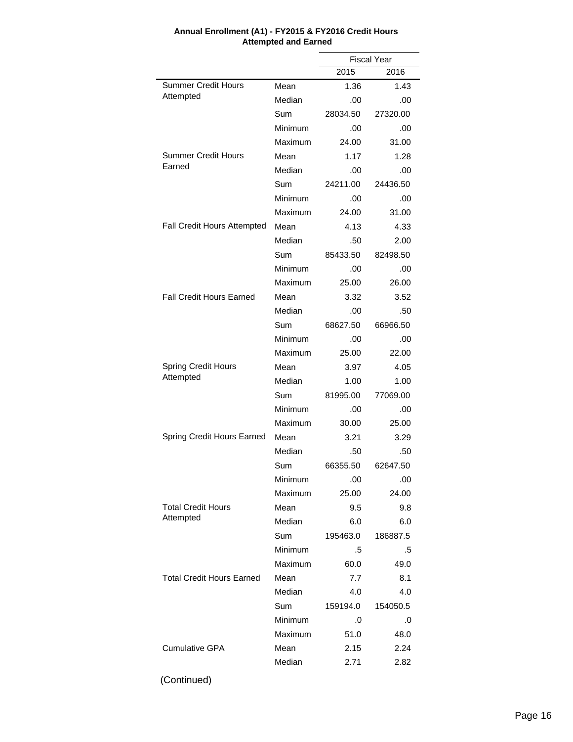**Annual Enrollment (A1) - FY2015 & FY2016 Credit Hours Attempted and Earned**

| | | Fiscal Year | |
|---|---|---|---|
| | | 2015 | 2016 |
| Summer Credit Hours Attempted | Mean | 1.36 | 1.43 |
| | Median | .00 | .00 |
| | Sum | 28034.50 | 27320.00 |
| | Minimum | .00 | .00 |
| | Maximum | 24.00 | 31.00 |
| Summer Credit Hours Earned | Mean | 1.17 | 1.28 |
| | Median | .00 | .00 |
| | Sum | 24211.00 | 24436.50 |
| | Minimum | .00 | .00 |
| | Maximum | 24.00 | 31.00 |
| Fall Credit Hours Attempted | Mean | 4.13 | 4.33 |
| | Median | .50 | 2.00 |
| | Sum | 85433.50 | 82498.50 |
| | Minimum | .00 | .00 |
| | Maximum | 25.00 | 26.00 |
| Fall Credit Hours Earned | Mean | 3.32 | 3.52 |
| | Median | .00 | .50 |
| | Sum | 68627.50 | 66966.50 |
| | Minimum | .00 | .00 |
| | Maximum | 25.00 | 22.00 |
| Spring Credit Hours Attempted | Mean | 3.97 | 4.05 |
| | Median | 1.00 | 1.00 |
| | Sum | 81995.00 | 77069.00 |
| | Minimum | .00 | .00 |
| | Maximum | 30.00 | 25.00 |
| Spring Credit Hours Earned | Mean | 3.21 | 3.29 |
| | Median | .50 | .50 |
| | Sum | 66355.50 | 62647.50 |
| | Minimum | .00 | .00 |
| | Maximum | 25.00 | 24.00 |
| Total Credit Hours Attempted | Mean | 9.5 | 9.8 |
| | Median | 6.0 | 6.0 |
| | Sum | 195463.0 | 186887.5 |
| | Minimum | .5 | .5 |
| | Maximum | 60.0 | 49.0 |
| Total Credit Hours Earned | Mean | 7.7 | 8.1 |
| | Median | 4.0 | 4.0 |
| | Sum | 159194.0 | 154050.5 |
| | Minimum | .0 | .0 |
| | Maximum | 51.0 | 48.0 |
| Cumulative GPA | Mean | 2.15 | 2.24 |
| | Median | 2.71 | 2.82 |

(Continued)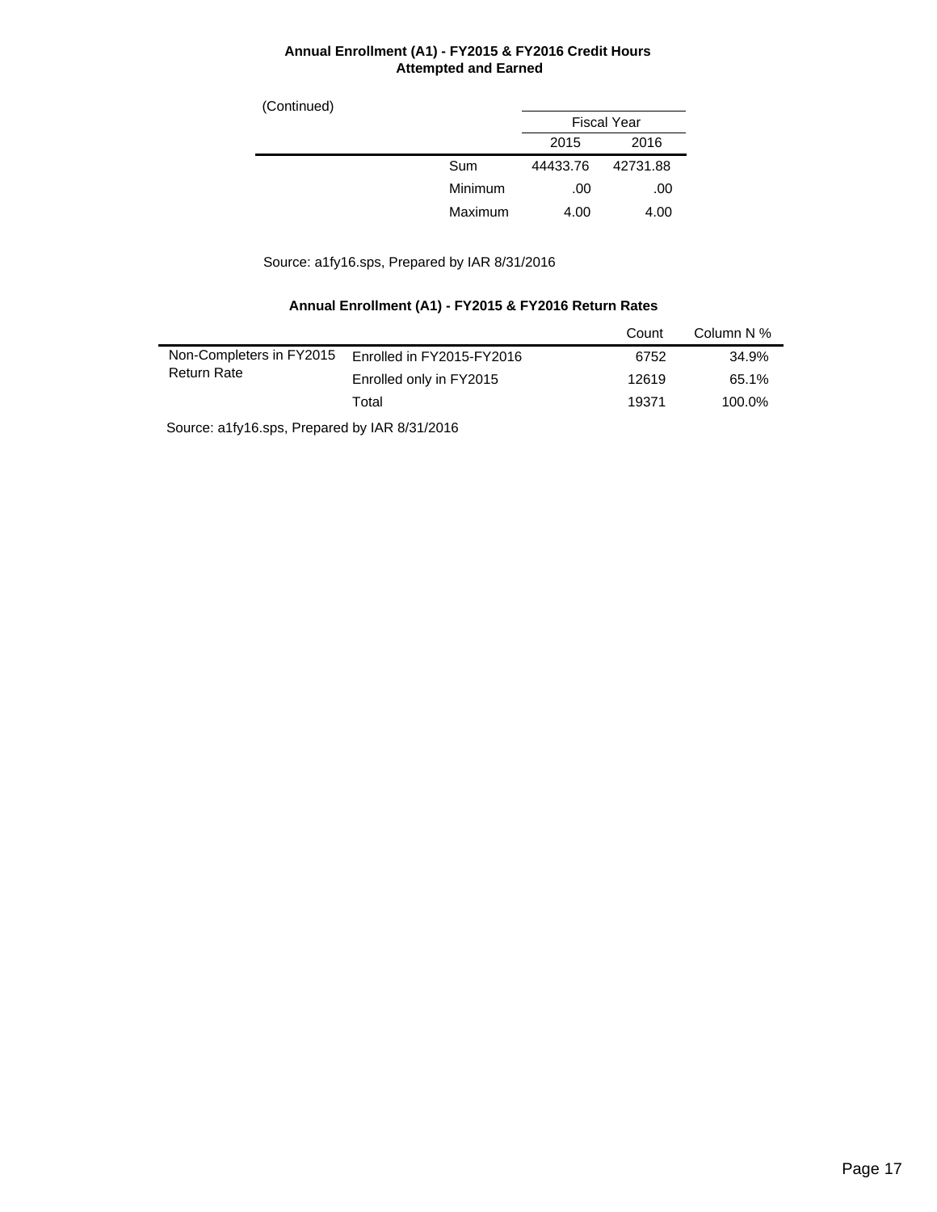**Annual Enrollment (A1) - FY2015 & FY2016 Credit Hours Attempted and Earned**

(Continued)

| | Fiscal Year | |
|---|---|---|
| | 2015 | 2016 |
| Sum | 44433.76 | 42731.88 |
| Minimum | .00 | .00 |
| Maximum | 4.00 | 4.00 |

Source: a1fy16.sps, Prepared by IAR 8/31/2016

**Annual Enrollment (A1) - FY2015 & FY2016 Return Rates**

| | | Count | Column N % |
|---|---|---|---|
| Non-Completers in FY2015 Return Rate | Enrolled in FY2015-FY2016 | 6752 | 34.9% |
| | Enrolled only in FY2015 | 12619 | 65.1% |
| | Total | 19371 | 100.0% |

Source: a1fy16.sps, Prepared by IAR 8/31/2016